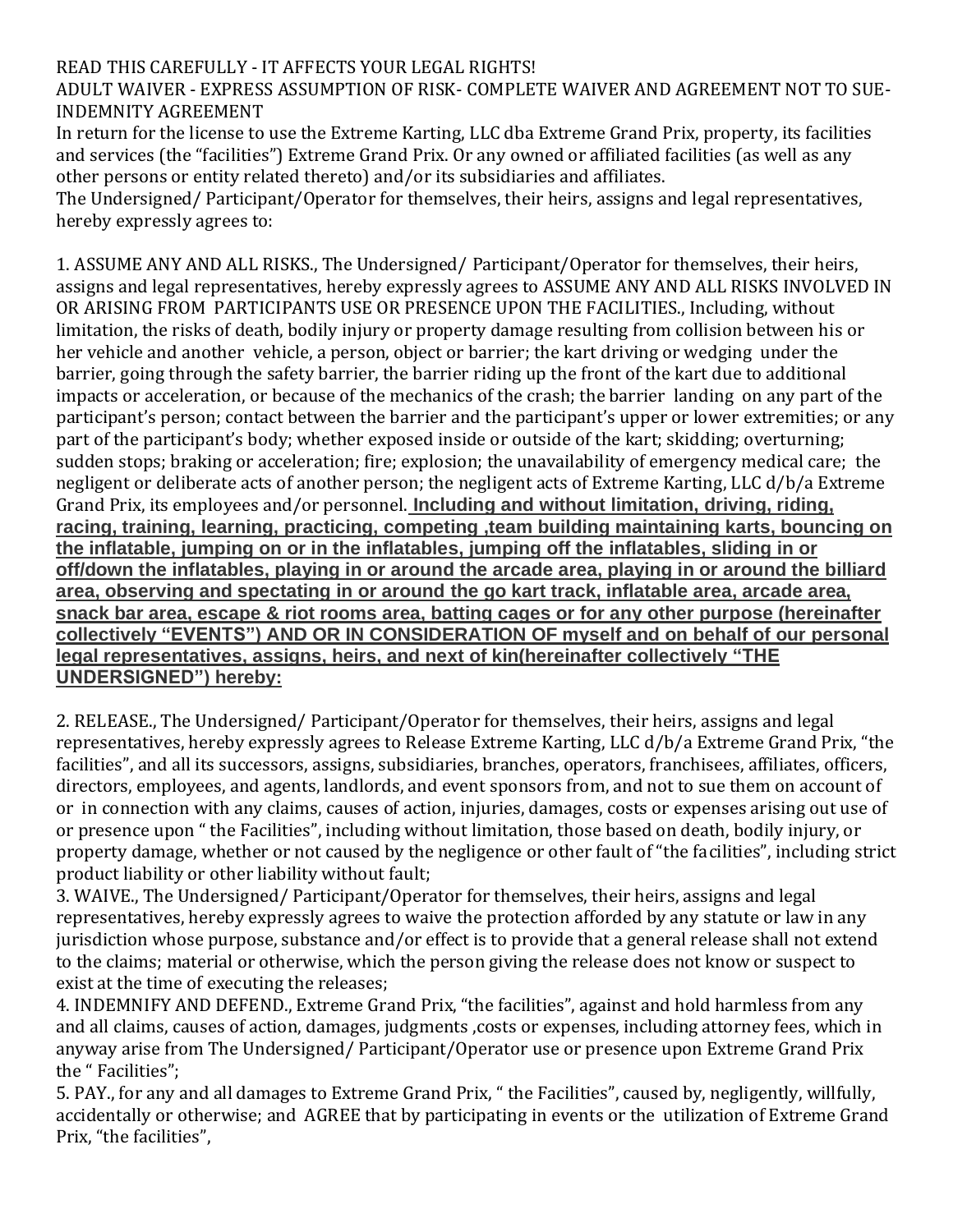READ THIS CAREFULLY - IT AFFECTS YOUR LEGAL RIGHTS!

ADULT WAIVER - EXPRESS ASSUMPTION OF RISK- COMPLETE WAIVER AND AGREEMENT NOT TO SUE- INDEMNITY AGREEMENT

In return for the license to use the Extreme Karting, LLC dba Extreme Grand Prix, property, its facilities and services (the "facilities") Extreme Grand Prix. Or any owned or affiliated facilities (as well as any other persons or entity related thereto) and/or its subsidiaries and affiliates.

The Undersigned/ Participant/Operator for themselves, their heirs, assigns and legal representatives, hereby expressly agrees to:

1. ASSUME ANY AND ALL RISKS., The Undersigned/ Participant/Operator for themselves, their heirs, assigns and legal representatives, hereby expressly agrees to ASSUME ANY AND ALL RISKS INVOLVED IN OR ARISING FROM PARTICIPANTS USE OR PRESENCE UPON THE FACILITIES., Including, without limitation, the risks of death, bodily injury or property damage resulting from collision between his or her vehicle and another vehicle, a person, object or barrier; the kart driving or wedging under the barrier, going through the safety barrier, the barrier riding up the front of the kart due to additional impacts or acceleration, or because of the mechanics of the crash; the barrier landing on any part of the participant's person; contact between the barrier and the participant's upper or lower extremities; or any part of the participant's body; whether exposed inside or outside of the kart; skidding; overturning; sudden stops; braking or acceleration; fire; explosion; the unavailability of emergency medical care; the negligent or deliberate acts of another person; the negligent acts of Extreme Karting, LLC d/b/a Extreme Grand Prix, its employees and/or personnel. **Including and without limitation, driving, riding, racing, training, learning, practicing, competing ,team building maintaining karts, bouncing on the inflatable, jumping on or in the inflatables, jumping off the inflatables, sliding in or off/down the inflatables, playing in or around the arcade area, playing in or around the billiard area, observing and spectating in or around the go kart track, inflatable area, arcade area, snack bar area, escape & riot rooms area, batting cages or for any other purpose (hereinafter collectively "EVENTS") AND OR IN CONSIDERATION OF myself and on behalf of our personal legal representatives, assigns, heirs, and next of kin(hereinafter collectively "THE UNDERSIGNED") hereby:**

2. RELEASE., The Undersigned/ Participant/Operator for themselves, their heirs, assigns and legal representatives, hereby expressly agrees to Release Extreme Karting, LLC d/b/a Extreme Grand Prix, "the facilities", and all its successors, assigns, subsidiaries, branches, operators, franchisees, affiliates, officers, directors, employees, and agents, landlords, and event sponsors from, and not to sue them on account of or in connection with any claims, causes of action, injuries, damages, costs or expenses arising out use of or presence upon " the Facilities", including without limitation, those based on death, bodily injury, or property damage, whether or not caused by the negligence or other fault of "the facilities", including strict product liability or other liability without fault;

3. WAIVE., The Undersigned/ Participant/Operator for themselves, their heirs, assigns and legal representatives, hereby expressly agrees to waive the protection afforded by any statute or law in any jurisdiction whose purpose, substance and/or effect is to provide that a general release shall not extend to the claims; material or otherwise, which the person giving the release does not know or suspect to exist at the time of executing the releases;

4. INDEMNIFY AND DEFEND., Extreme Grand Prix, "the facilities", against and hold harmless from any and all claims, causes of action, damages, judgments ,costs or expenses, including attorney fees, which in anyway arise from The Undersigned/ Participant/Operator use or presence upon Extreme Grand Prix the " Facilities";

5. PAY., for any and all damages to Extreme Grand Prix, " the Facilities", caused by, negligently, willfully, accidentally or otherwise; and AGREE that by participating in events or the utilization of Extreme Grand Prix, "the facilities",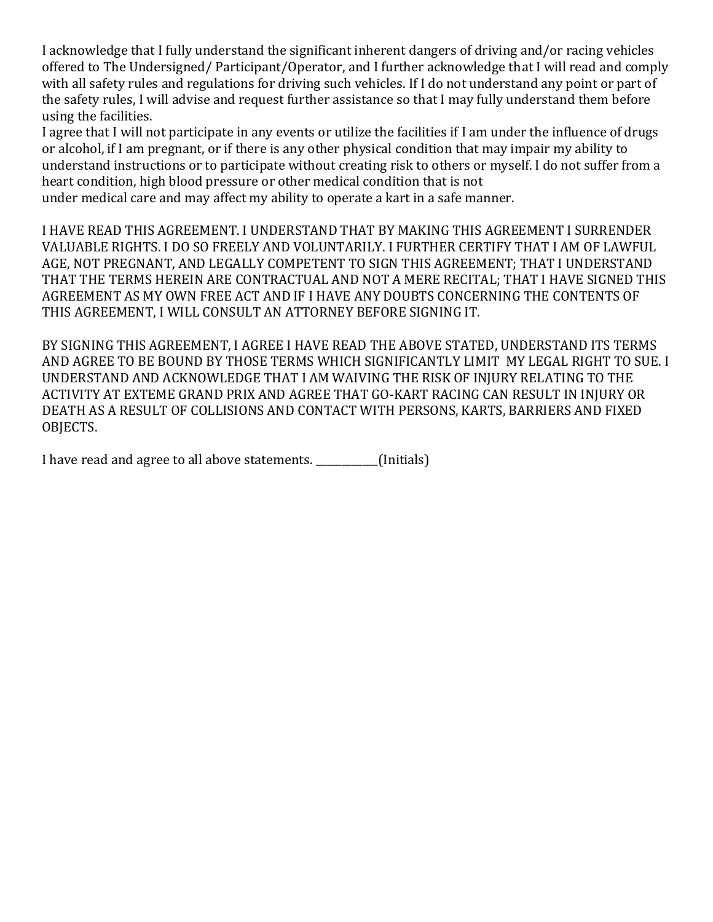I acknowledge that I fully understand the significant inherent dangers of driving and/or racing vehicles offered to The Undersigned/ Participant/Operator, and I further acknowledge that I will read and comply with all safety rules and regulations for driving such vehicles. If I do not understand any point or part of the safety rules, I will advise and request further assistance so that I may fully understand them before using the facilities.

I agree that I will not participate in any events or utilize the facilities if I am under the influence of drugs or alcohol, if I am pregnant, or if there is any other physical condition that may impair my ability to understand instructions or to participate without creating risk to others or myself. I do not suffer from a heart condition, high blood pressure or other medical condition that is not under medical care and may affect my ability to operate a kart in a safe manner.

I HAVE READ THIS AGREEMENT. I UNDERSTAND THAT BY MAKING THIS AGREEMENT I SURRENDER VALUABLE RIGHTS. I DO SO FREELY AND VOLUNTARILY. I FURTHER CERTIFY THAT I AM OF LAWFUL AGE, NOT PREGNANT, AND LEGALLY COMPETENT TO SIGN THIS AGREEMENT; THAT I UNDERSTAND THAT THE TERMS HEREIN ARE CONTRACTUAL AND NOT A MERE RECITAL; THAT I HAVE SIGNED THIS AGREEMENT AS MY OWN FREE ACT AND IF I HAVE ANY DOUBTS CONCERNING THE CONTENTS OF THIS AGREEMENT, I WILL CONSULT AN ATTORNEY BEFORE SIGNING IT.

BY SIGNING THIS AGREEMENT, I AGREE I HAVE READ THE ABOVE STATED, UNDERSTAND ITS TERMS AND AGREE TO BE BOUND BY THOSE TERMS WHICH SIGNIFICANTLY LIMIT MY LEGAL RIGHT TO SUE. I UNDERSTAND AND ACKNOWLEDGE THAT I AM WAIVING THE RISK OF INJURY RELATING TO THE ACTIVITY AT EXTEME GRAND PRIX AND AGREE THAT GO-KART RACING CAN RESULT IN INJURY OR DEATH AS A RESULT OF COLLISIONS AND CONTACT WITH PERSONS, KARTS, BARRIERS AND FIXED OBJECTS.

I have read and agree to all above statements. ___________(Initials)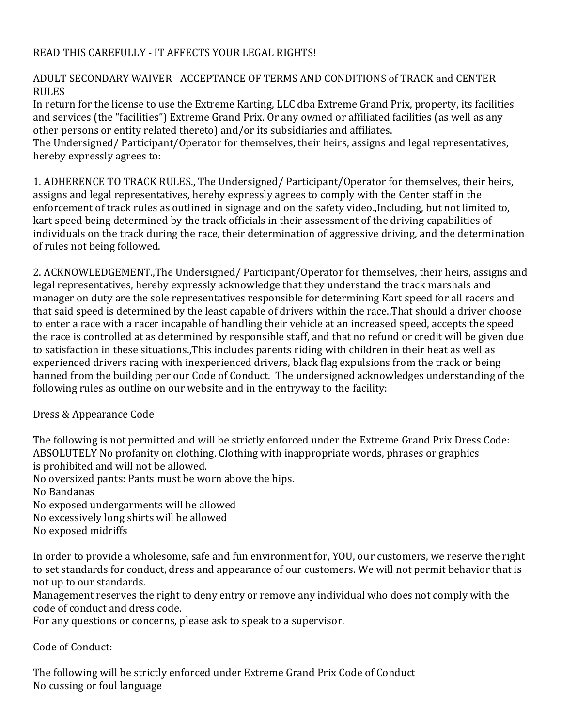READ THIS CAREFULLY - IT AFFECTS YOUR LEGAL RIGHTS!

ADULT SECONDARY WAIVER - ACCEPTANCE OF TERMS AND CONDITIONS of TRACK and CENTER RULES

In return for the license to use the Extreme Karting, LLC dba Extreme Grand Prix, property, its facilities and services (the "facilities") Extreme Grand Prix. Or any owned or affiliated facilities (as well as any other persons or entity related thereto) and/or its subsidiaries and affiliates.

The Undersigned/ Participant/Operator for themselves, their heirs, assigns and legal representatives, hereby expressly agrees to:

1. ADHERENCE TO TRACK RULES., The Undersigned/ Participant/Operator for themselves, their heirs, assigns and legal representatives, hereby expressly agrees to comply with the Center staff in the enforcement of track rules as outlined in signage and on the safety video.,Including, but not limited to, kart speed being determined by the track officials in their assessment of the driving capabilities of individuals on the track during the race, their determination of aggressive driving, and the determination of rules not being followed.

2. ACKNOWLEDGEMENT.,The Undersigned/ Participant/Operator for themselves, their heirs, assigns and legal representatives, hereby expressly acknowledge that they understand the track marshals and manager on duty are the sole representatives responsible for determining Kart speed for all racers and that said speed is determined by the least capable of drivers within the race.,That should a driver choose to enter a race with a racer incapable of handling their vehicle at an increased speed, accepts the speed the race is controlled at as determined by responsible staff, and that no refund or credit will be given due to satisfaction in these situations.,This includes parents riding with children in their heat as well as experienced drivers racing with inexperienced drivers, black flag expulsions from the track or being banned from the building per our Code of Conduct. The undersigned acknowledges understanding of the following rules as outline on our website and in the entryway to the facility:

Dress & Appearance Code

The following is not permitted and will be strictly enforced under the Extreme Grand Prix Dress Code:
ABSOLUTELY No profanity on clothing. Clothing with inappropriate words, phrases or graphics is prohibited and will not be allowed.
No oversized pants: Pants must be worn above the hips.
No Bandanas
No exposed undergarments will be allowed
No excessively long shirts will be allowed
No exposed midriffs

In order to provide a wholesome, safe and fun environment for, YOU, our customers, we reserve the right to set standards for conduct, dress and appearance of our customers. We will not permit behavior that is not up to our standards.
Management reserves the right to deny entry or remove any individual who does not comply with the code of conduct and dress code.
For any questions or concerns, please ask to speak to a supervisor.

Code of Conduct:

The following will be strictly enforced under Extreme Grand Prix Code of Conduct
No cussing or foul language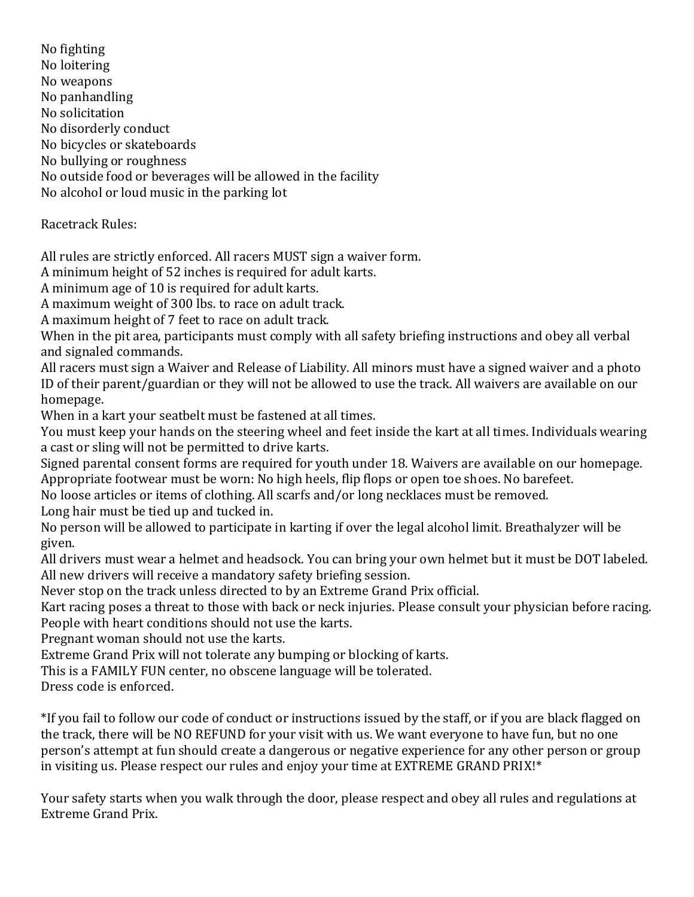No fighting
No loitering
No weapons
No panhandling
No solicitation
No disorderly conduct
No bicycles or skateboards
No bullying or roughness
No outside food or beverages will be allowed in the facility
No alcohol or loud music in the parking lot

Racetrack Rules:

All rules are strictly enforced. All racers MUST sign a waiver form.
A minimum height of 52 inches is required for adult karts.
A minimum age of 10 is required for adult karts.
A maximum weight of 300 lbs. to race on adult track.
A maximum height of 7 feet to race on adult track.
When in the pit area, participants must comply with all safety briefing instructions and obey all verbal and signaled commands.
All racers must sign a Waiver and Release of Liability. All minors must have a signed waiver and a photo ID of their parent/guardian or they will not be allowed to use the track. All waivers are available on our homepage.
When in a kart your seatbelt must be fastened at all times.
You must keep your hands on the steering wheel and feet inside the kart at all times. Individuals wearing a cast or sling will not be permitted to drive karts.
Signed parental consent forms are required for youth under 18. Waivers are available on our homepage.
Appropriate footwear must be worn: No high heels, flip flops or open toe shoes. No barefeet.
No loose articles or items of clothing. All scarfs and/or long necklaces must be removed.
Long hair must be tied up and tucked in.
No person will be allowed to participate in karting if over the legal alcohol limit. Breathalyzer will be given.
All drivers must wear a helmet and headsock. You can bring your own helmet but it must be DOT labeled.
All new drivers will receive a mandatory safety briefing session.
Never stop on the track unless directed to by an Extreme Grand Prix official.
Kart racing poses a threat to those with back or neck injuries. Please consult your physician before racing.
People with heart conditions should not use the karts.
Pregnant woman should not use the karts.
Extreme Grand Prix will not tolerate any bumping or blocking of karts.
This is a FAMILY FUN center, no obscene language will be tolerated.
Dress code is enforced.

*If you fail to follow our code of conduct or instructions issued by the staff, or if you are black flagged on the track, there will be NO REFUND for your visit with us. We want everyone to have fun, but no one person's attempt at fun should create a dangerous or negative experience for any other person or group in visiting us. Please respect our rules and enjoy your time at EXTREME GRAND PRIX!*

Your safety starts when you walk through the door, please respect and obey all rules and regulations at Extreme Grand Prix.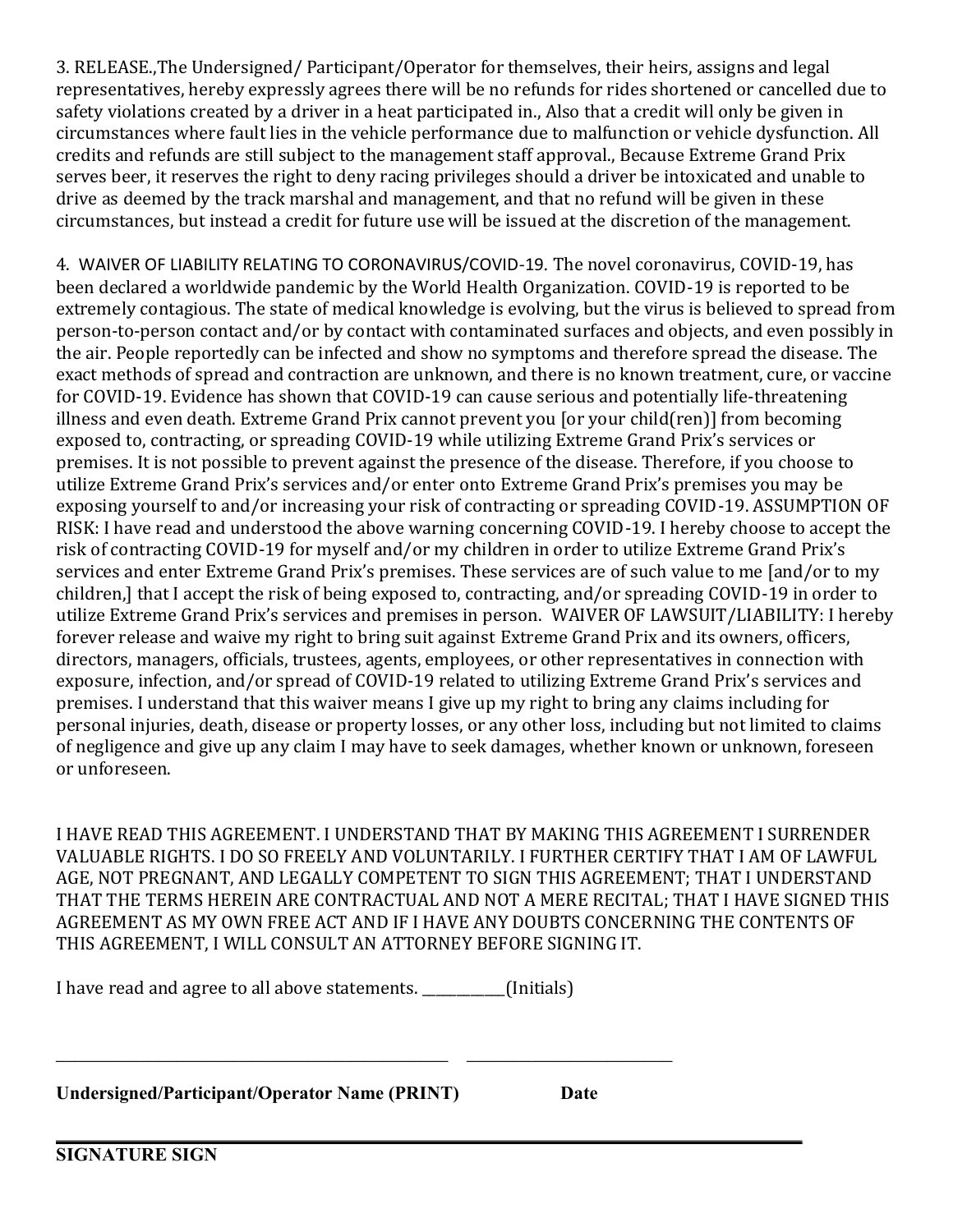3. RELEASE.,The Undersigned/ Participant/Operator for themselves, their heirs, assigns and legal representatives, hereby expressly agrees there will be no refunds for rides shortened or cancelled due to safety violations created by a driver in a heat participated in., Also that a credit will only be given in circumstances where fault lies in the vehicle performance due to malfunction or vehicle dysfunction. All credits and refunds are still subject to the management staff approval., Because Extreme Grand Prix serves beer, it reserves the right to deny racing privileges should a driver be intoxicated and unable to drive as deemed by the track marshal and management, and that no refund will be given in these circumstances, but instead a credit for future use will be issued at the discretion of the management.

4. WAIVER OF LIABILITY RELATING TO CORONAVIRUS/COVID-19. The novel coronavirus, COVID-19, has been declared a worldwide pandemic by the World Health Organization. COVID-19 is reported to be extremely contagious. The state of medical knowledge is evolving, but the virus is believed to spread from person-to-person contact and/or by contact with contaminated surfaces and objects, and even possibly in the air. People reportedly can be infected and show no symptoms and therefore spread the disease. The exact methods of spread and contraction are unknown, and there is no known treatment, cure, or vaccine for COVID-19. Evidence has shown that COVID-19 can cause serious and potentially life-threatening illness and even death. Extreme Grand Prix cannot prevent you [or your child(ren)] from becoming exposed to, contracting, or spreading COVID-19 while utilizing Extreme Grand Prix's services or premises. It is not possible to prevent against the presence of the disease. Therefore, if you choose to utilize Extreme Grand Prix's services and/or enter onto Extreme Grand Prix's premises you may be exposing yourself to and/or increasing your risk of contracting or spreading COVID-19. ASSUMPTION OF RISK: I have read and understood the above warning concerning COVID-19. I hereby choose to accept the risk of contracting COVID-19 for myself and/or my children in order to utilize Extreme Grand Prix's services and enter Extreme Grand Prix's premises. These services are of such value to me [and/or to my children,] that I accept the risk of being exposed to, contracting, and/or spreading COVID-19 in order to utilize Extreme Grand Prix's services and premises in person. WAIVER OF LAWSUIT/LIABILITY: I hereby forever release and waive my right to bring suit against Extreme Grand Prix and its owners, officers, directors, managers, officials, trustees, agents, employees, or other representatives in connection with exposure, infection, and/or spread of COVID-19 related to utilizing Extreme Grand Prix's services and premises. I understand that this waiver means I give up my right to bring any claims including for personal injuries, death, disease or property losses, or any other loss, including but not limited to claims of negligence and give up any claim I may have to seek damages, whether known or unknown, foreseen or unforeseen.

I HAVE READ THIS AGREEMENT. I UNDERSTAND THAT BY MAKING THIS AGREEMENT I SURRENDER VALUABLE RIGHTS. I DO SO FREELY AND VOLUNTARILY. I FURTHER CERTIFY THAT I AM OF LAWFUL AGE, NOT PREGNANT, AND LEGALLY COMPETENT TO SIGN THIS AGREEMENT; THAT I UNDERSTAND THAT THE TERMS HEREIN ARE CONTRACTUAL AND NOT A MERE RECITAL; THAT I HAVE SIGNED THIS AGREEMENT AS MY OWN FREE ACT AND IF I HAVE ANY DOUBTS CONCERNING THE CONTENTS OF THIS AGREEMENT, I WILL CONSULT AN ATTORNEY BEFORE SIGNING IT.

I have read and agree to all above statements. ___________(Initials)

______________________________________________ ________________________

**Undersigned/Participant/Operator Name (PRINT)** **Date**

______________________________________________________________________

**SIGNATURE SIGN**